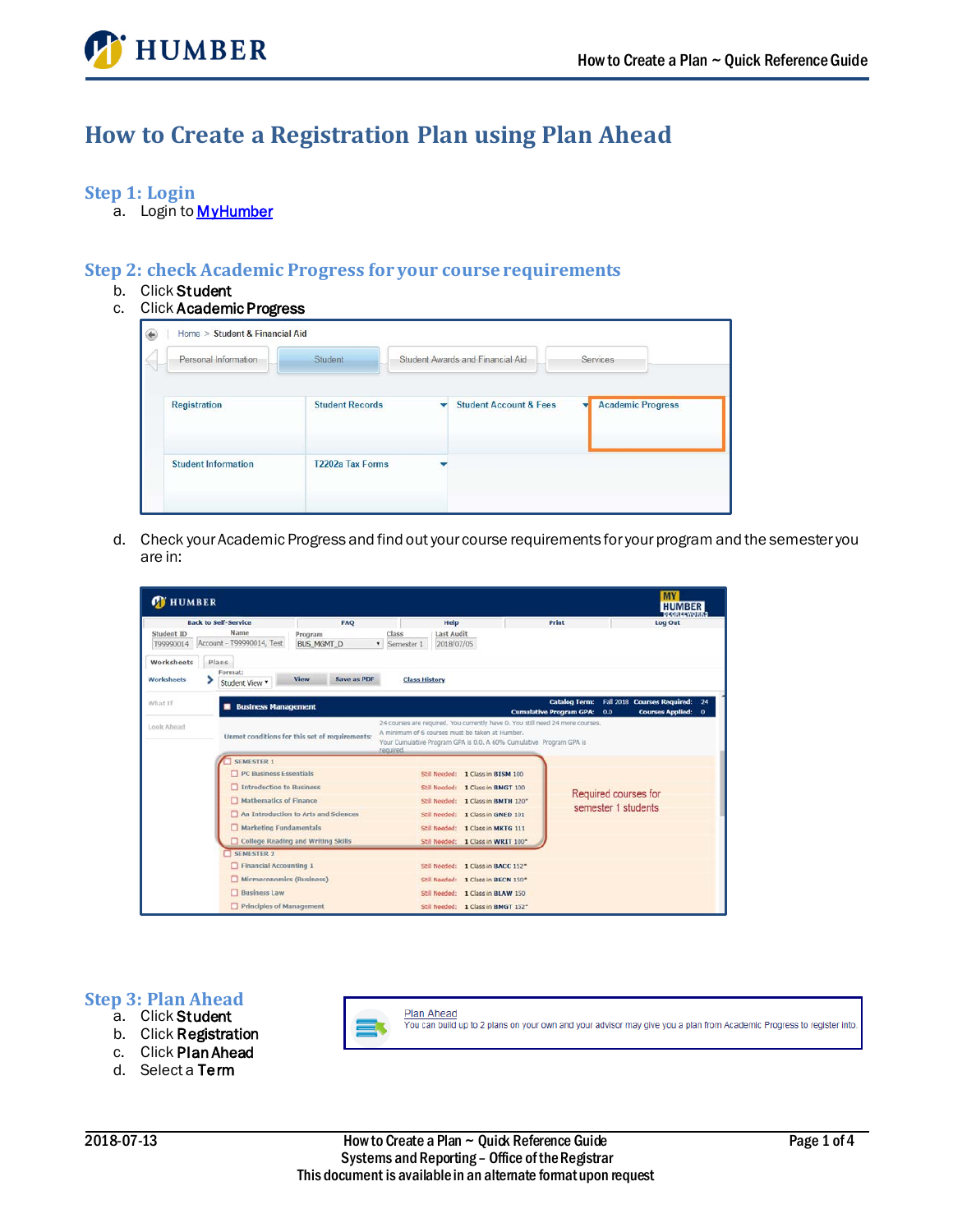# How to Create a Registration Plan using Plan Ahead

## Step 1: Login

a. Login to [MyHumber]()

## Step 2: check Academic Progress for your course requirements

b. Click **Student**
c. Click **Academic Progress**

d. Check your Academic Progress and find out your course requirements for your program and the semester you are in:

## Step 3: Plan Ahead

a. Click **Student**
b. Click **Registration**
c. Click **Plan Ahead**
d. Select a **Term**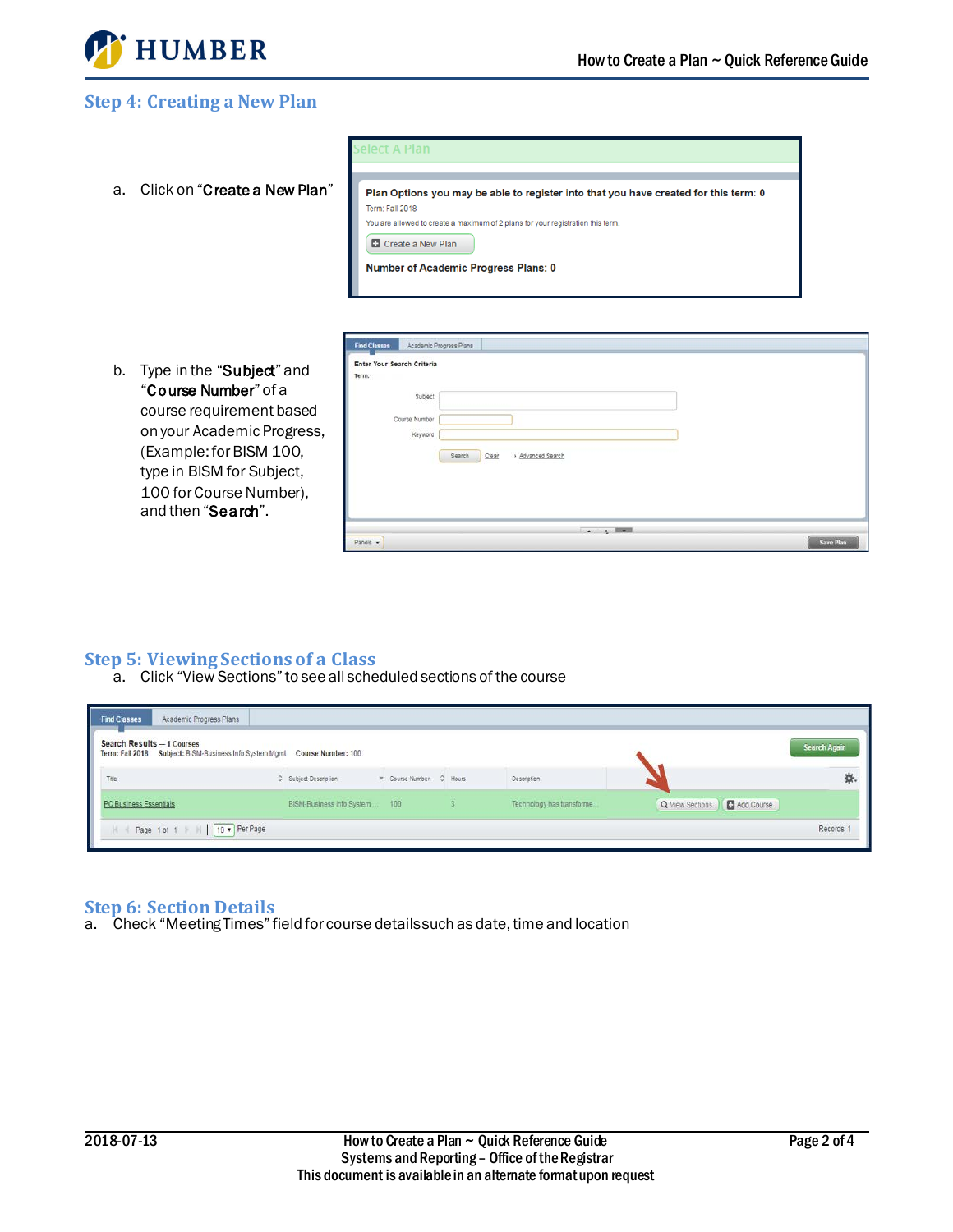## Step 4: Creating a New Plan

a. Click on "**Create a New Plan**"

b. Type in the "**Subject**" and "**Course Number**" of a course requirement based on your Academic Progress, (Example: for BISM 100, type in BISM for Subject, 100 for Course Number), and then "**Search**".

## Step 5: Viewing Sections of a Class

a. Click "View Sections" to see all scheduled sections of the course

## Step 6: Section Details

a. Check "Meeting Times" field for course details such as date, time and location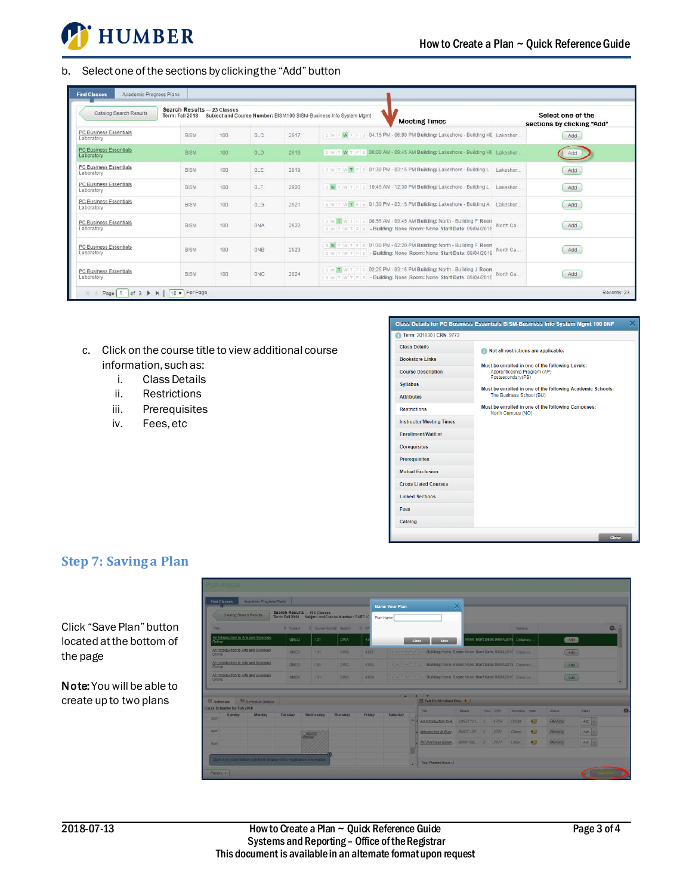b. Select one of the sections by clicking the “Add” button

c. Click on the course title to view additional course information, such as:
   i. Class Details
   ii. Restrictions
   iii. Prerequisites
   iv. Fees, etc

## Step 7: Saving a Plan

Click “Save Plan” button located at the bottom of the page

**Note:** You will be able to create up to two plans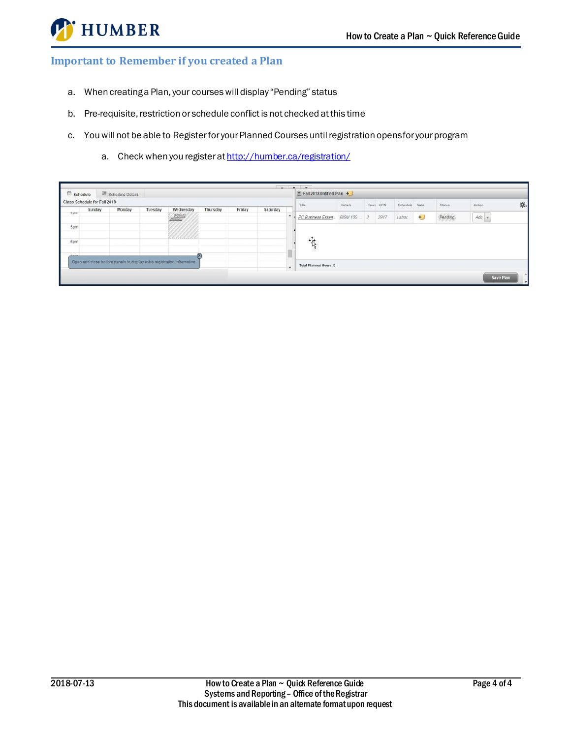## Important to Remember if you created a Plan

a. When creating a Plan, your courses will display “Pending” status

b. Pre-requisite, restriction or schedule conflict is not checked at this time

c. You will not be able to Register for your Planned Courses until registration opens for your program

    a. Check when you register at http://humber.ca/registration/